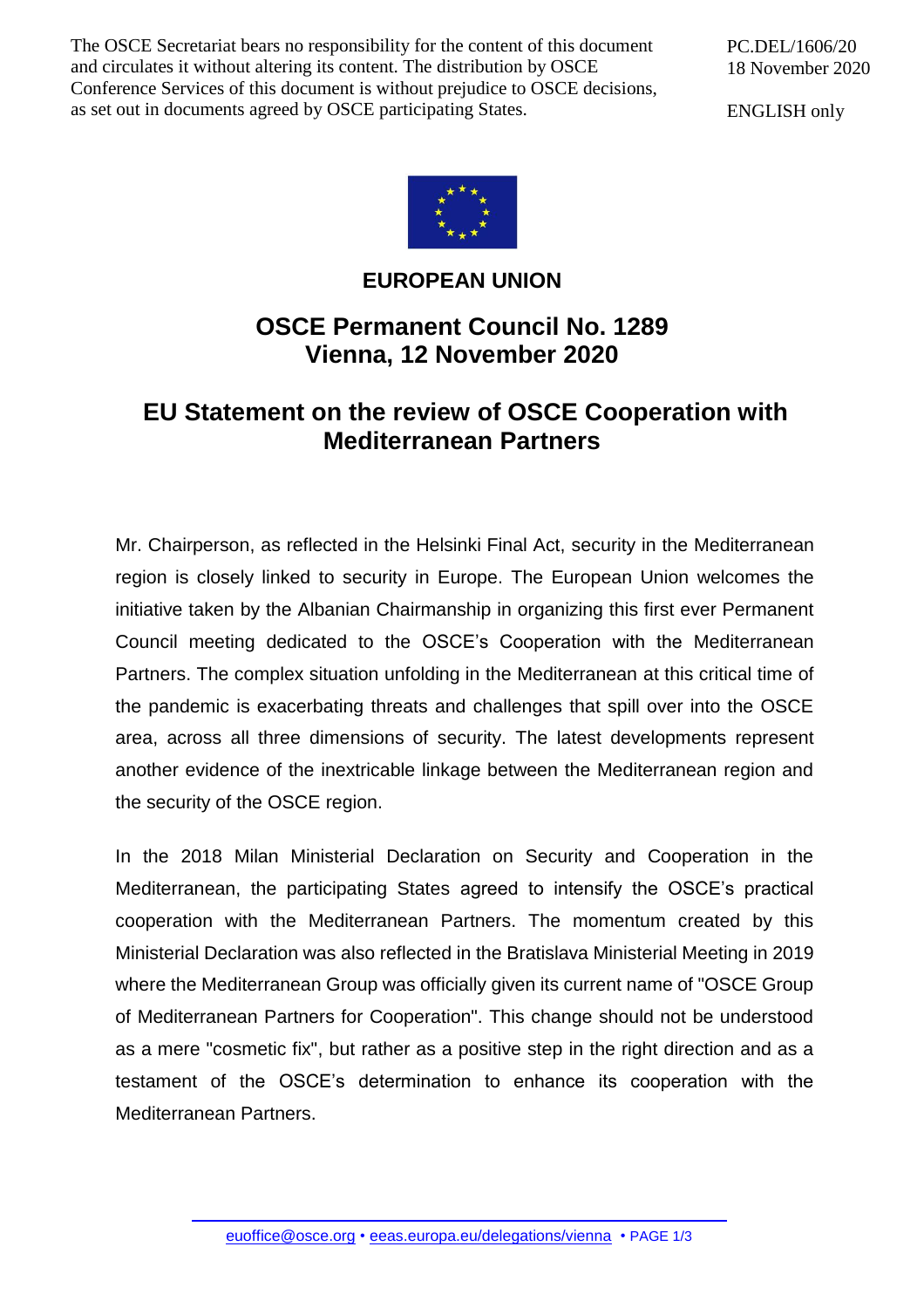The OSCE Secretariat bears no responsibility for the content of this document and circulates it without altering its content. The distribution by OSCE Conference Services of this document is without prejudice to OSCE decisions, as set out in documents agreed by OSCE participating States.

PC.DEL/1606/20
18 November 2020

ENGLISH only

**EUROPEAN UNION**

# OSCE Permanent Council No. 1289
# Vienna, 12 November 2020

## EU Statement on the review of OSCE Cooperation with Mediterranean Partners

Mr. Chairperson, as reflected in the Helsinki Final Act, security in the Mediterranean region is closely linked to security in Europe. The European Union welcomes the initiative taken by the Albanian Chairmanship in organizing this first ever Permanent Council meeting dedicated to the OSCE's Cooperation with the Mediterranean Partners. The complex situation unfolding in the Mediterranean at this critical time of the pandemic is exacerbating threats and challenges that spill over into the OSCE area, across all three dimensions of security. The latest developments represent another evidence of the inextricable linkage between the Mediterranean region and the security of the OSCE region.

In the 2018 Milan Ministerial Declaration on Security and Cooperation in the Mediterranean, the participating States agreed to intensify the OSCE's practical cooperation with the Mediterranean Partners. The momentum created by this Ministerial Declaration was also reflected in the Bratislava Ministerial Meeting in 2019 where the Mediterranean Group was officially given its current name of "OSCE Group of Mediterranean Partners for Cooperation". This change should not be understood as a mere "cosmetic fix", but rather as a positive step in the right direction and as a testament of the OSCE's determination to enhance its cooperation with the Mediterranean Partners.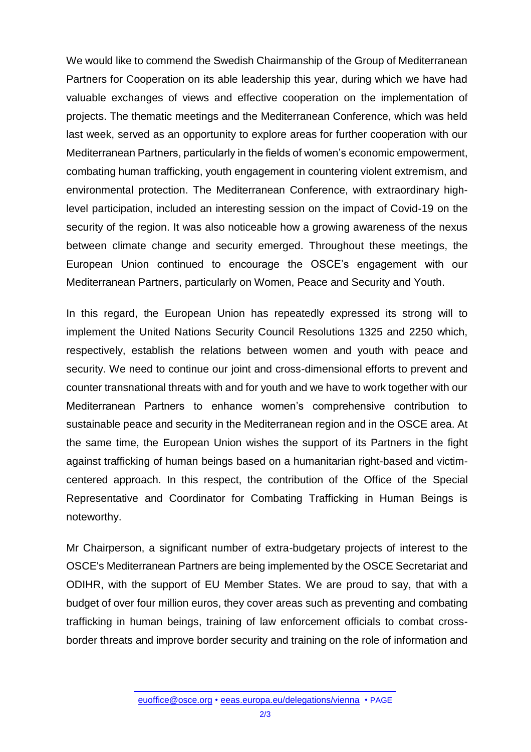We would like to commend the Swedish Chairmanship of the Group of Mediterranean Partners for Cooperation on its able leadership this year, during which we have had valuable exchanges of views and effective cooperation on the implementation of projects. The thematic meetings and the Mediterranean Conference, which was held last week, served as an opportunity to explore areas for further cooperation with our Mediterranean Partners, particularly in the fields of women's economic empowerment, combating human trafficking, youth engagement in countering violent extremism, and environmental protection. The Mediterranean Conference, with extraordinary high-level participation, included an interesting session on the impact of Covid-19 on the security of the region. It was also noticeable how a growing awareness of the nexus between climate change and security emerged. Throughout these meetings, the European Union continued to encourage the OSCE's engagement with our Mediterranean Partners, particularly on Women, Peace and Security and Youth.

In this regard, the European Union has repeatedly expressed its strong will to implement the United Nations Security Council Resolutions 1325 and 2250 which, respectively, establish the relations between women and youth with peace and security. We need to continue our joint and cross-dimensional efforts to prevent and counter transnational threats with and for youth and we have to work together with our Mediterranean Partners to enhance women's comprehensive contribution to sustainable peace and security in the Mediterranean region and in the OSCE area. At the same time, the European Union wishes the support of its Partners in the fight against trafficking of human beings based on a humanitarian right-based and victim-centered approach. In this respect, the contribution of the Office of the Special Representative and Coordinator for Combating Trafficking in Human Beings is noteworthy.

Mr Chairperson, a significant number of extra-budgetary projects of interest to the OSCE's Mediterranean Partners are being implemented by the OSCE Secretariat and ODIHR, with the support of EU Member States. We are proud to say, that with a budget of over four million euros, they cover areas such as preventing and combating trafficking in human beings, training of law enforcement officials to combat cross-border threats and improve border security and training on the role of information and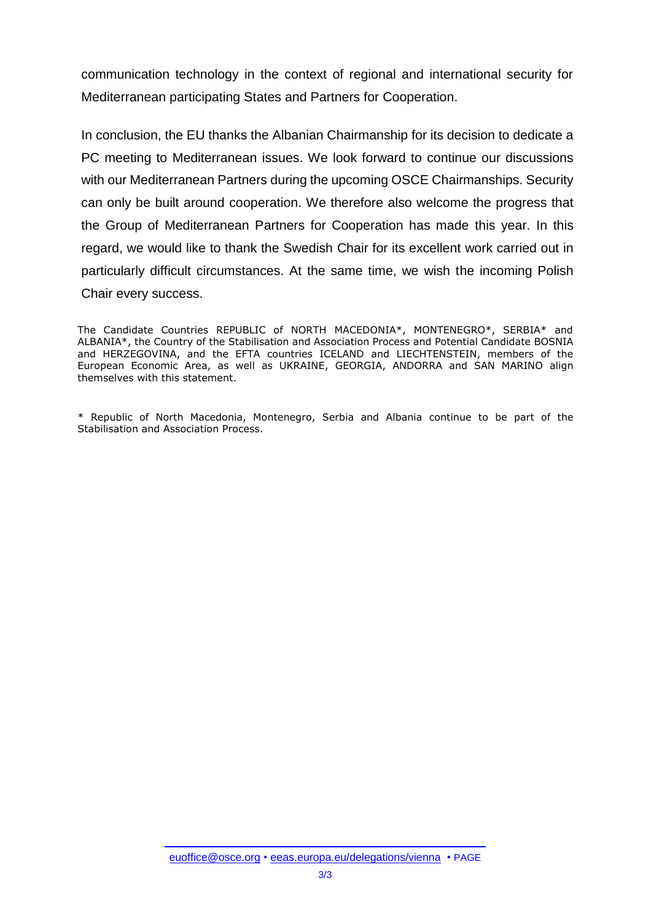communication technology in the context of regional and international security for Mediterranean participating States and Partners for Cooperation.

In conclusion, the EU thanks the Albanian Chairmanship for its decision to dedicate a PC meeting to Mediterranean issues. We look forward to continue our discussions with our Mediterranean Partners during the upcoming OSCE Chairmanships. Security can only be built around cooperation. We therefore also welcome the progress that the Group of Mediterranean Partners for Cooperation has made this year. In this regard, we would like to thank the Swedish Chair for its excellent work carried out in particularly difficult circumstances. At the same time, we wish the incoming Polish Chair every success.

The Candidate Countries REPUBLIC of NORTH MACEDONIA*, MONTENEGRO*, SERBIA* and ALBANIA*, the Country of the Stabilisation and Association Process and Potential Candidate BOSNIA and HERZEGOVINA, and the EFTA countries ICELAND and LIECHTENSTEIN, members of the European Economic Area, as well as UKRAINE, GEORGIA, ANDORRA and SAN MARINO align themselves with this statement.

* Republic of North Macedonia, Montenegro, Serbia and Albania continue to be part of the Stabilisation and Association Process.